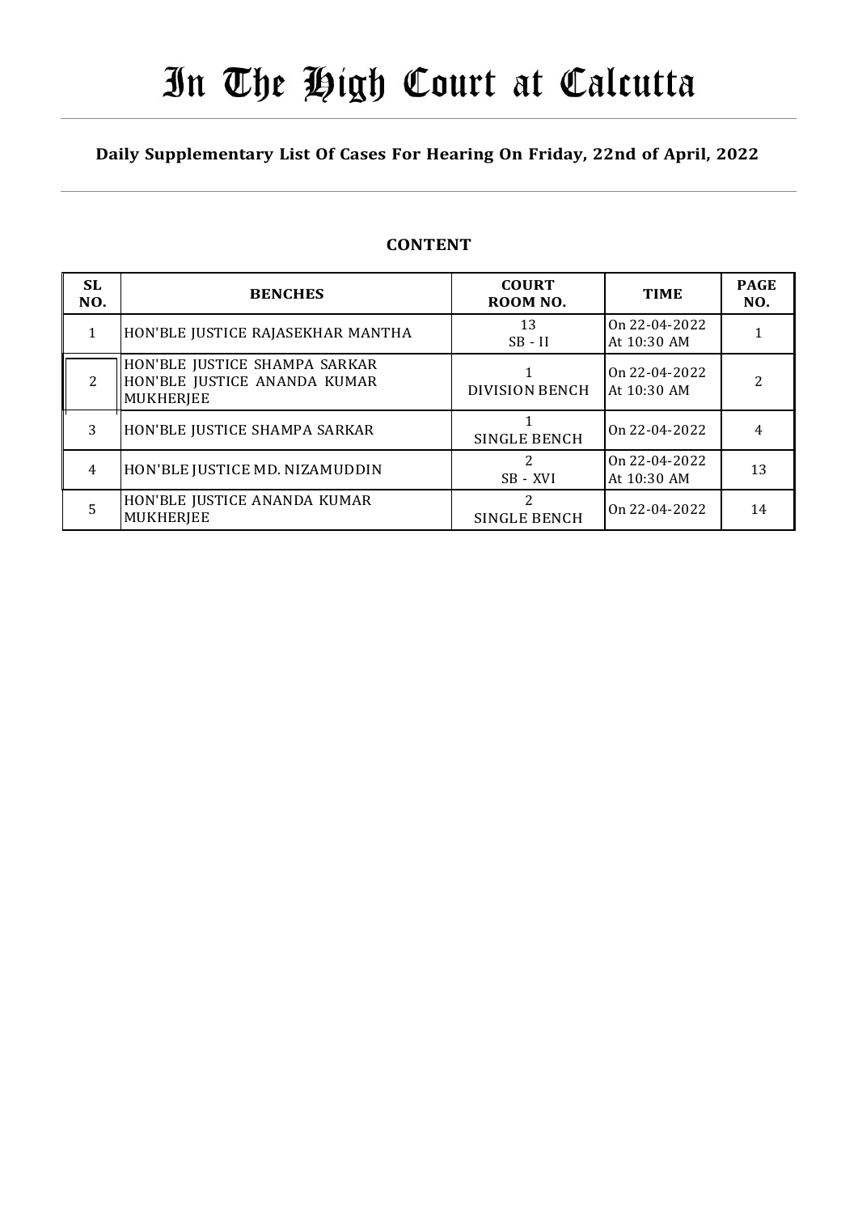# In The High Court at Calcutta

**Daily Supplementary List Of Cases For Hearing On Friday, 22nd of April, 2022**

## CONTENT

| SL NO. | BENCHES | COURT ROOM NO. | TIME | PAGE NO. |
|---|---|---|---|---|
| 1 | HON'BLE JUSTICE RAJASEKHAR MANTHA | 13 SB - II | On 22-04-2022 At 10:30 AM | 1 |
| 2 | HON'BLE JUSTICE SHAMPA SARKAR HON'BLE JUSTICE ANANDA KUMAR MUKHERJEE | 1 DIVISION BENCH | On 22-04-2022 At 10:30 AM | 2 |
| 3 | HON'BLE JUSTICE SHAMPA SARKAR | 1 SINGLE BENCH | On 22-04-2022 | 4 |
| 4 | HON'BLE JUSTICE MD. NIZAMUDDIN | 2 SB - XVI | On 22-04-2022 At 10:30 AM | 13 |
| 5 | HON'BLE JUSTICE ANANDA KUMAR MUKHERJEE | 2 SINGLE BENCH | On 22-04-2022 | 14 |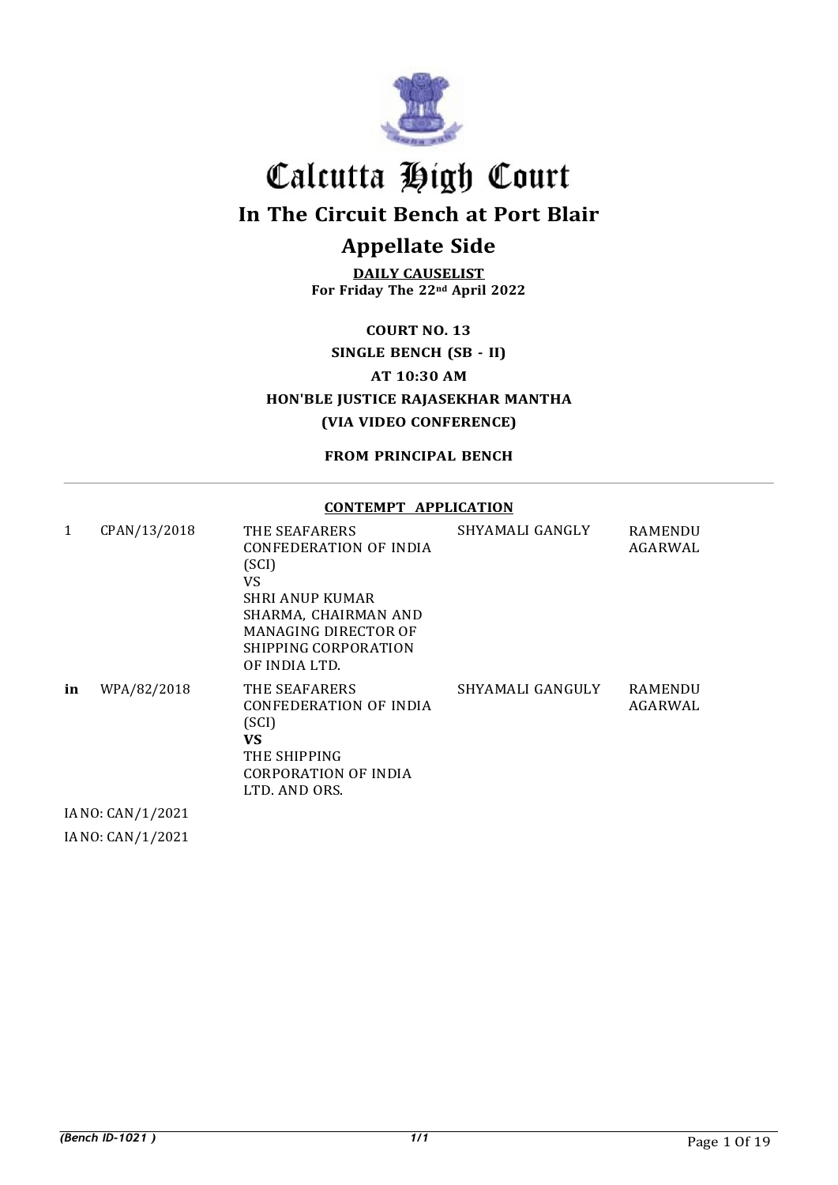# Calcutta High Court

## In The Circuit Bench at Port Blair

## Appellate Side

**DAILY CAUSELIST**
**For Friday The 22nd April 2022**

**COURT NO. 13**
**SINGLE BENCH (SB - II)**
**AT 10:30 AM**
**HON'BLE JUSTICE RAJASEKHAR MANTHA**
**(VIA VIDEO CONFERENCE)**

**FROM PRINCIPAL BENCH**

**CONTEMPT APPLICATION**

| | | | | |
|---|---|---|---|---|
| 1 | CPAN/13/2018 | THE SEAFARERS CONFEDERATION OF INDIA (SCI) VS SHRI ANUP KUMAR SHARMA, CHAIRMAN AND MANAGING DIRECTOR OF SHIPPING CORPORATION OF INDIA LTD. | SHYAMALI GANGLY | RAMENDU AGARWAL |
| **in** | WPA/82/2018 | THE SEAFARERS CONFEDERATION OF INDIA (SCI) **VS** THE SHIPPING CORPORATION OF INDIA LTD. AND ORS. | SHYAMALI GANGULY | RAMENDU AGARWAL |

IA NO: CAN/1/2021

IA NO: CAN/1/2021

*(Bench ID-1021 )* 1/1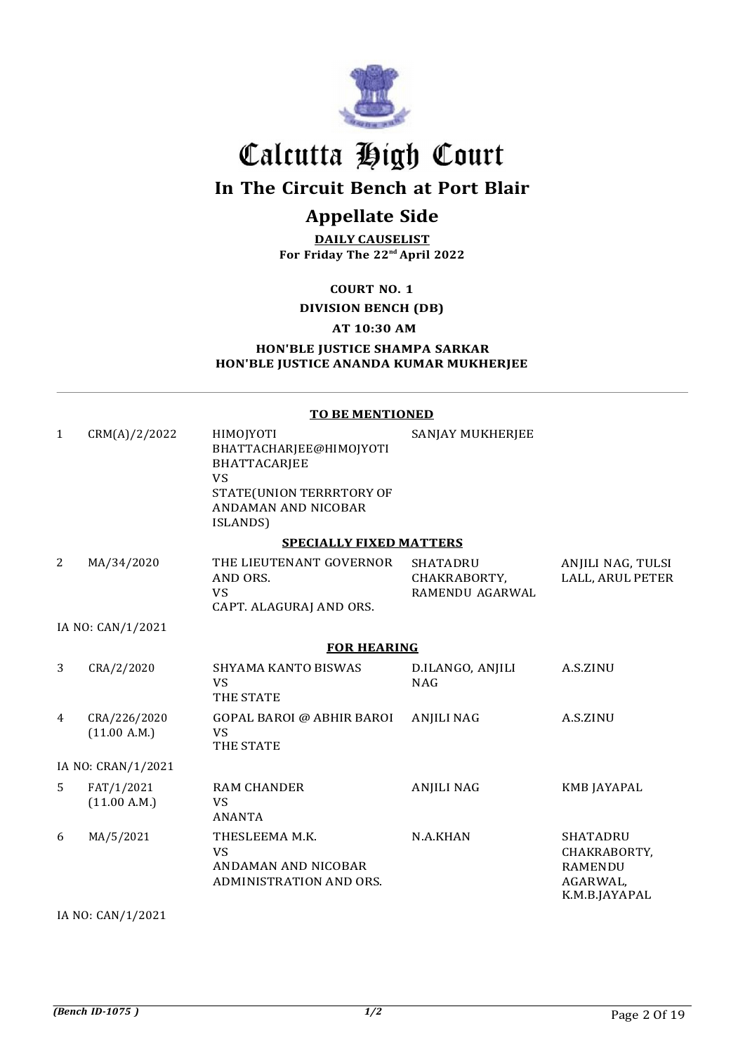# Calcutta High Court

## In The Circuit Bench at Port Blair

## Appellate Side

**DAILY CAUSELIST**
**For Friday The 22nd April 2022**

**COURT NO. 1**

**DIVISION BENCH (DB)**

**AT 10:30 AM**

**HON'BLE JUSTICE SHAMPA SARKAR**
**HON'BLE JUSTICE ANANDA KUMAR MUKHERJEE**

**TO BE MENTIONED**

| | | | | |
|---|---|---|---|---|
| 1 | CRM(A)/2/2022 | HIMOJYOTI BHATTACHARJEE@HIMOJYOTI BHATTACARJEE VS STATE(UNION TERRRTORY OF ANDAMAN AND NICOBAR ISLANDS) | SANJAY MUKHERJEE | |

**SPECIALLY FIXED MATTERS**

| | | | | |
|---|---|---|---|---|
| 2 | MA/34/2020 | THE LIEUTENANT GOVERNOR AND ORS. VS CAPT. ALAGURAJ AND ORS. | SHATADRU CHAKRABORTY, RAMENDU AGARWAL | ANJILI NAG, TULSI LALL, ARUL PETER |

IA NO: CAN/1/2021

**FOR HEARING**

| | | | | |
|---|---|---|---|---|
| 3 | CRA/2/2020 | SHYAMA KANTO BISWAS VS THE STATE | D.ILANGO, ANJILI NAG | A.S.ZINU |
| 4 | CRA/226/2020 (11.00 A.M.) | GOPAL BAROI @ ABHIR BAROI VS THE STATE | ANJILI NAG | A.S.ZINU |

IA NO: CRAN/1/2021

| | | | | |
|---|---|---|---|---|
| 5 | FAT/1/2021 (11.00 A.M.) | RAM CHANDER VS ANANTA | ANJILI NAG | KMB JAYAPAL |
| 6 | MA/5/2021 | THESLEEMA M.K. VS ANDAMAN AND NICOBAR ADMINISTRATION AND ORS. | N.A.KHAN | SHATADRU CHAKRABORTY, RAMENDU AGARWAL, K.M.B.JAYAPAL |

IA NO: CAN/1/2021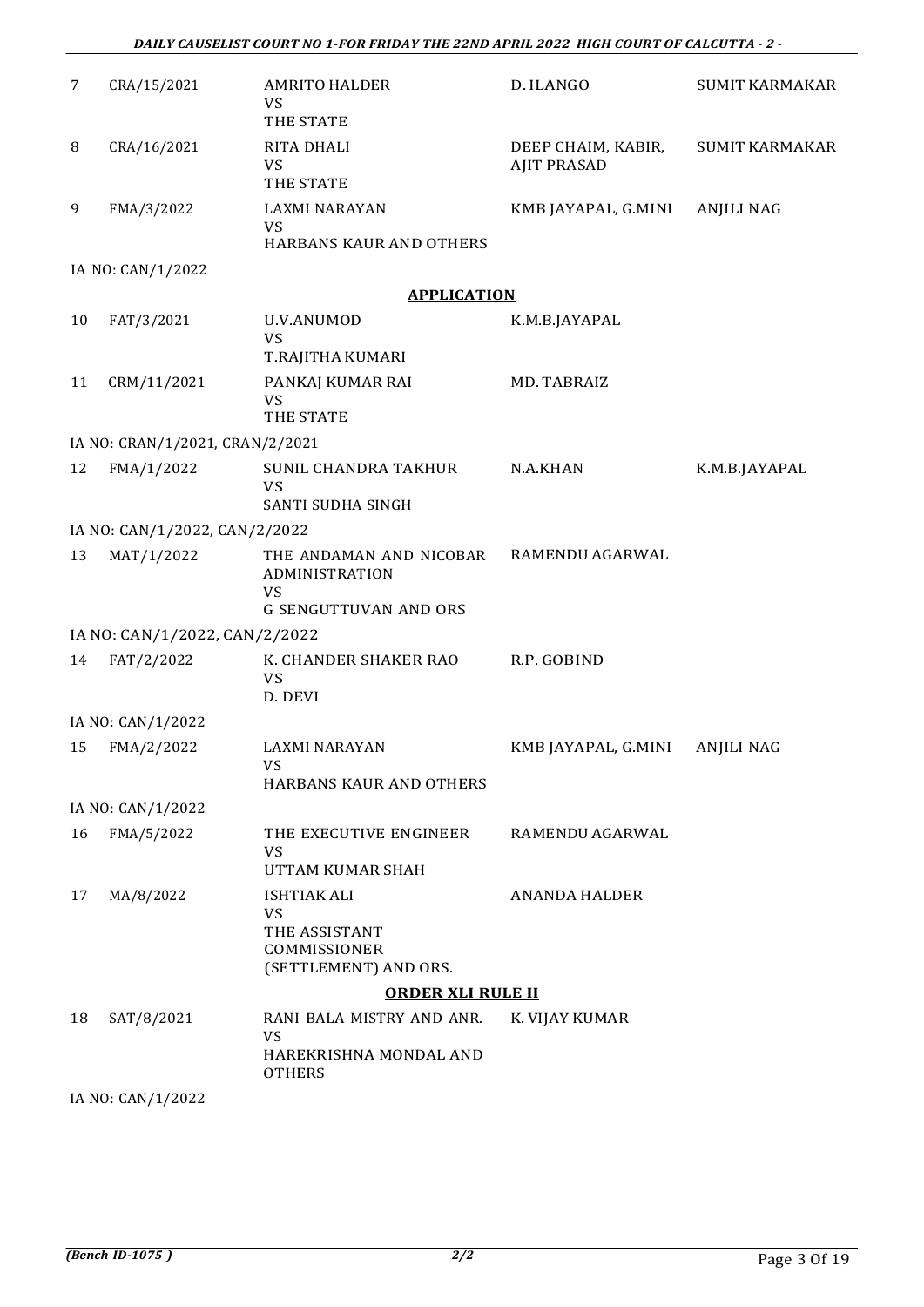| | | | | |
|---|---|---|---|---|
| 7 | CRA/15/2021 | AMRITO HALDER<br>VS<br>THE STATE | D. ILANGO | SUMIT KARMAKAR |
| 8 | CRA/16/2021 | RITA DHALI<br>VS<br>THE STATE | DEEP CHAIM, KABIR,<br>AJIT PRASAD | SUMIT KARMAKAR |
| 9 | FMA/3/2022 | LAXMI NARAYAN<br>VS<br>HARBANS KAUR AND OTHERS | KMB JAYAPAL, G.MINI | ANJILI NAG |

IA NO: CAN/1/2022

**APPLICATION**

| | | | | |
|---|---|---|---|---|
| 10 | FAT/3/2021 | U.V.ANUMOD<br>VS<br>T.RAJITHA KUMARI | K.M.B.JAYAPAL | |
| 11 | CRM/11/2021 | PANKAJ KUMAR RAI<br>VS<br>THE STATE | MD. TABRAIZ | |

IA NO: CRAN/1/2021, CRAN/2/2021

| | | | | |
|---|---|---|---|---|
| 12 | FMA/1/2022 | SUNIL CHANDRA TAKHUR<br>VS<br>SANTI SUDHA SINGH | N.A.KHAN | K.M.B.JAYAPAL |

IA NO: CAN/1/2022, CAN/2/2022

| | | | | |
|---|---|---|---|---|
| 13 | MAT/1/2022 | THE ANDAMAN AND NICOBAR ADMINISTRATION<br>VS<br>G SENGUTTUVAN AND ORS | RAMENDU AGARWAL | |

IA NO: CAN/1/2022, CAN/2/2022

| | | | | |
|---|---|---|---|---|
| 14 | FAT/2/2022 | K. CHANDER SHAKER RAO<br>VS<br>D. DEVI | R.P. GOBIND | |

IA NO: CAN/1/2022

| | | | | |
|---|---|---|---|---|
| 15 | FMA/2/2022 | LAXMI NARAYAN<br>VS<br>HARBANS KAUR AND OTHERS | KMB JAYAPAL, G.MINI | ANJILI NAG |

IA NO: CAN/1/2022

| | | | | |
|---|---|---|---|---|
| 16 | FMA/5/2022 | THE EXECUTIVE ENGINEER<br>VS<br>UTTAM KUMAR SHAH | RAMENDU AGARWAL | |
| 17 | MA/8/2022 | ISHTIAK ALI<br>VS<br>THE ASSISTANT COMMISSIONER (SETTLEMENT) AND ORS. | ANANDA HALDER | |

**ORDER XLI RULE II**

| | | | | |
|---|---|---|---|---|
| 18 | SAT/8/2021 | RANI BALA MISTRY AND ANR.<br>VS<br>HAREKRISHNA MONDAL AND OTHERS | K. VIJAY KUMAR | |

IA NO: CAN/1/2022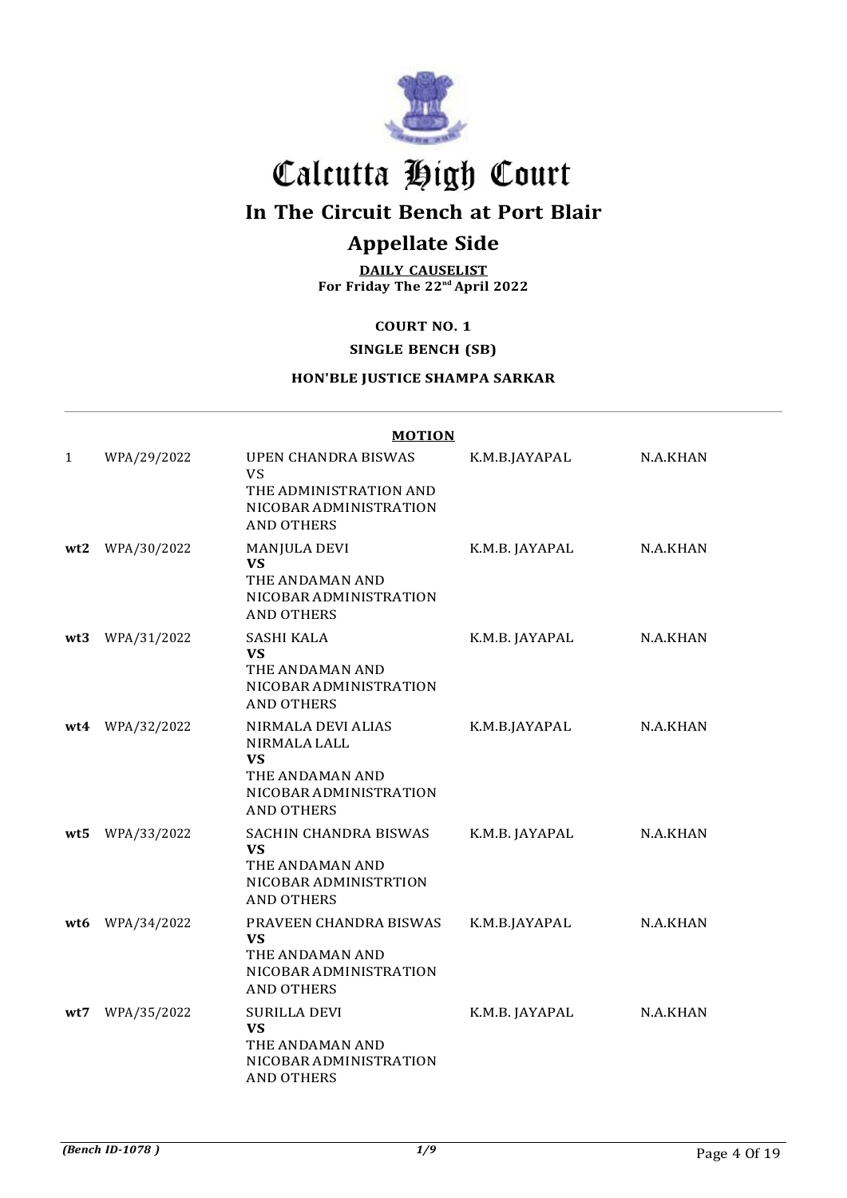# Calcutta High Court

## In The Circuit Bench at Port Blair

## Appellate Side

**DAILY CAUSELIST**
**For Friday The 22nd April 2022**

**COURT NO. 1**

**SINGLE BENCH (SB)**

**HON'BLE JUSTICE SHAMPA SARKAR**

**MOTION**

| | | | | |
|---|---|---|---|---|
| 1 | WPA/29/2022 | UPEN CHANDRA BISWAS<br>VS<br>THE ADMINISTRATION AND NICOBAR ADMINISTRATION AND OTHERS | K.M.B.JAYAPAL | N.A.KHAN |
| **wt2** | WPA/30/2022 | MANJULA DEVI<br>**VS**<br>THE ANDAMAN AND NICOBAR ADMINISTRATION AND OTHERS | K.M.B. JAYAPAL | N.A.KHAN |
| **wt3** | WPA/31/2022 | SASHI KALA<br>**VS**<br>THE ANDAMAN AND NICOBAR ADMINISTRATION AND OTHERS | K.M.B. JAYAPAL | N.A.KHAN |
| **wt4** | WPA/32/2022 | NIRMALA DEVI ALIAS NIRMALA LALL<br>**VS**<br>THE ANDAMAN AND NICOBAR ADMINISTRATION AND OTHERS | K.M.B.JAYAPAL | N.A.KHAN |
| **wt5** | WPA/33/2022 | SACHIN CHANDRA BISWAS<br>**VS**<br>THE ANDAMAN AND NICOBAR ADMINISTRTION AND OTHERS | K.M.B. JAYAPAL | N.A.KHAN |
| **wt6** | WPA/34/2022 | PRAVEEN CHANDRA BISWAS<br>**VS**<br>THE ANDAMAN AND NICOBAR ADMINISTRATION AND OTHERS | K.M.B.JAYAPAL | N.A.KHAN |
| **wt7** | WPA/35/2022 | SURILLA DEVI<br>**VS**<br>THE ANDAMAN AND NICOBAR ADMINISTRATION AND OTHERS | K.M.B. JAYAPAL | N.A.KHAN |

*(Bench ID-1078 )*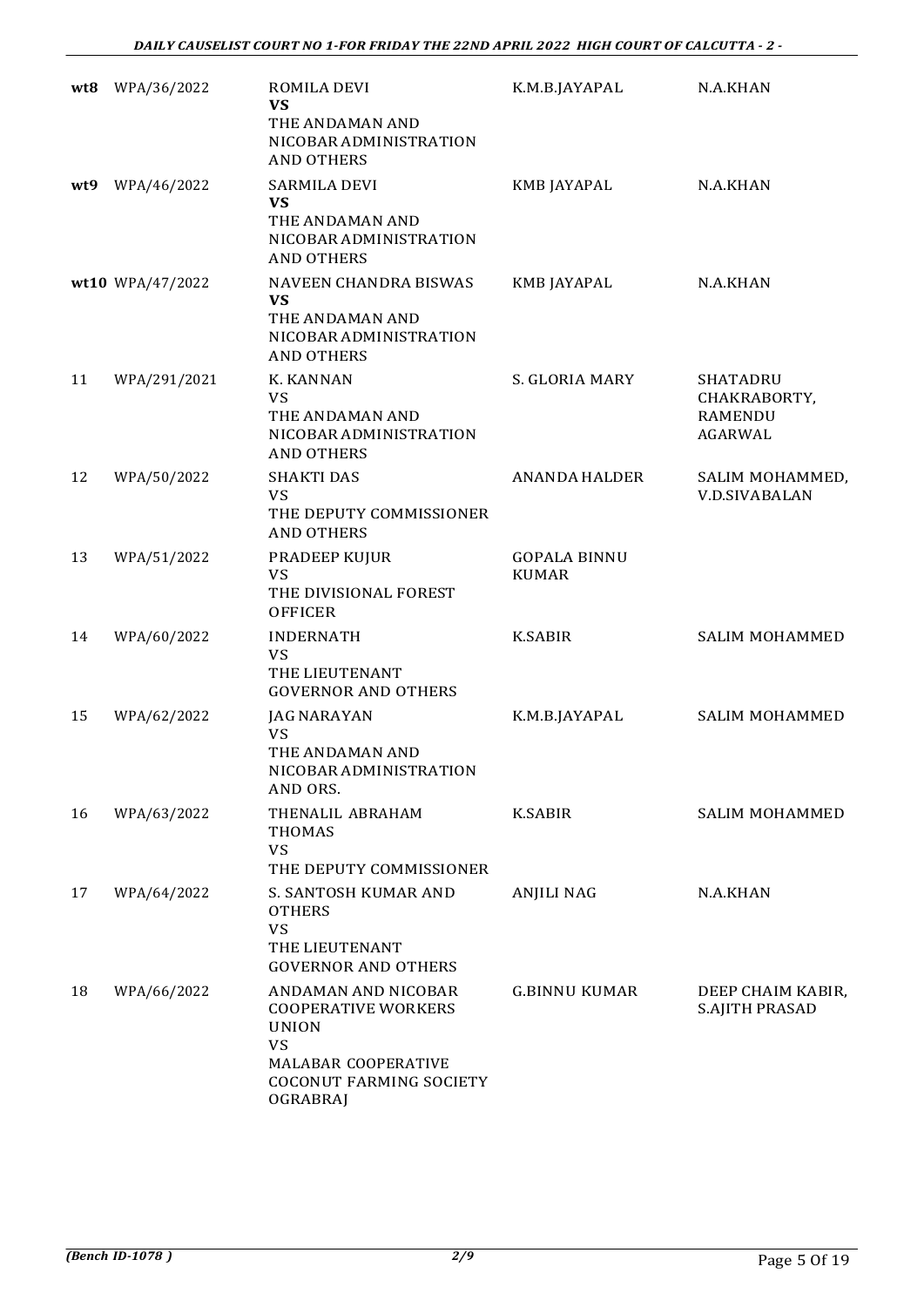| | | | | |
|---|---|---|---|---|
| **wt8** | WPA/36/2022 | ROMILA DEVI<br>**VS**<br>THE ANDAMAN AND NICOBAR ADMINISTRATION AND OTHERS | K.M.B.JAYAPAL | N.A.KHAN |
| **wt9** | WPA/46/2022 | SARMILA DEVI<br>**VS**<br>THE ANDAMAN AND NICOBAR ADMINISTRATION AND OTHERS | KMB JAYAPAL | N.A.KHAN |
| **wt10** | WPA/47/2022 | NAVEEN CHANDRA BISWAS<br>**VS**<br>THE ANDAMAN AND NICOBAR ADMINISTRATION AND OTHERS | KMB JAYAPAL | N.A.KHAN |
| 11 | WPA/291/2021 | K. KANNAN<br>VS<br>THE ANDAMAN AND NICOBAR ADMINISTRATION AND OTHERS | S. GLORIA MARY | SHATADRU CHAKRABORTY, RAMENDU AGARWAL |
| 12 | WPA/50/2022 | SHAKTI DAS<br>VS<br>THE DEPUTY COMMISSIONER AND OTHERS | ANANDA HALDER | SALIM MOHAMMED, V.D.SIVABALAN |
| 13 | WPA/51/2022 | PRADEEP KUJUR<br>VS<br>THE DIVISIONAL FOREST OFFICER | GOPALA BINNU KUMAR | |
| 14 | WPA/60/2022 | INDERNATH<br>VS<br>THE LIEUTENANT GOVERNOR AND OTHERS | K.SABIR | SALIM MOHAMMED |
| 15 | WPA/62/2022 | JAG NARAYAN<br>VS<br>THE ANDAMAN AND NICOBAR ADMINISTRATION AND ORS. | K.M.B.JAYAPAL | SALIM MOHAMMED |
| 16 | WPA/63/2022 | THENALIL ABRAHAM THOMAS<br>VS<br>THE DEPUTY COMMISSIONER | K.SABIR | SALIM MOHAMMED |
| 17 | WPA/64/2022 | S. SANTOSH KUMAR AND OTHERS<br>VS<br>THE LIEUTENANT GOVERNOR AND OTHERS | ANJILI NAG | N.A.KHAN |
| 18 | WPA/66/2022 | ANDAMAN AND NICOBAR COOPERATIVE WORKERS UNION<br>VS<br>MALABAR COOPERATIVE COCONUT FARMING SOCIETY OGRABRAJ | G.BINNU KUMAR | DEEP CHAIM KABIR, S.AJITH PRASAD |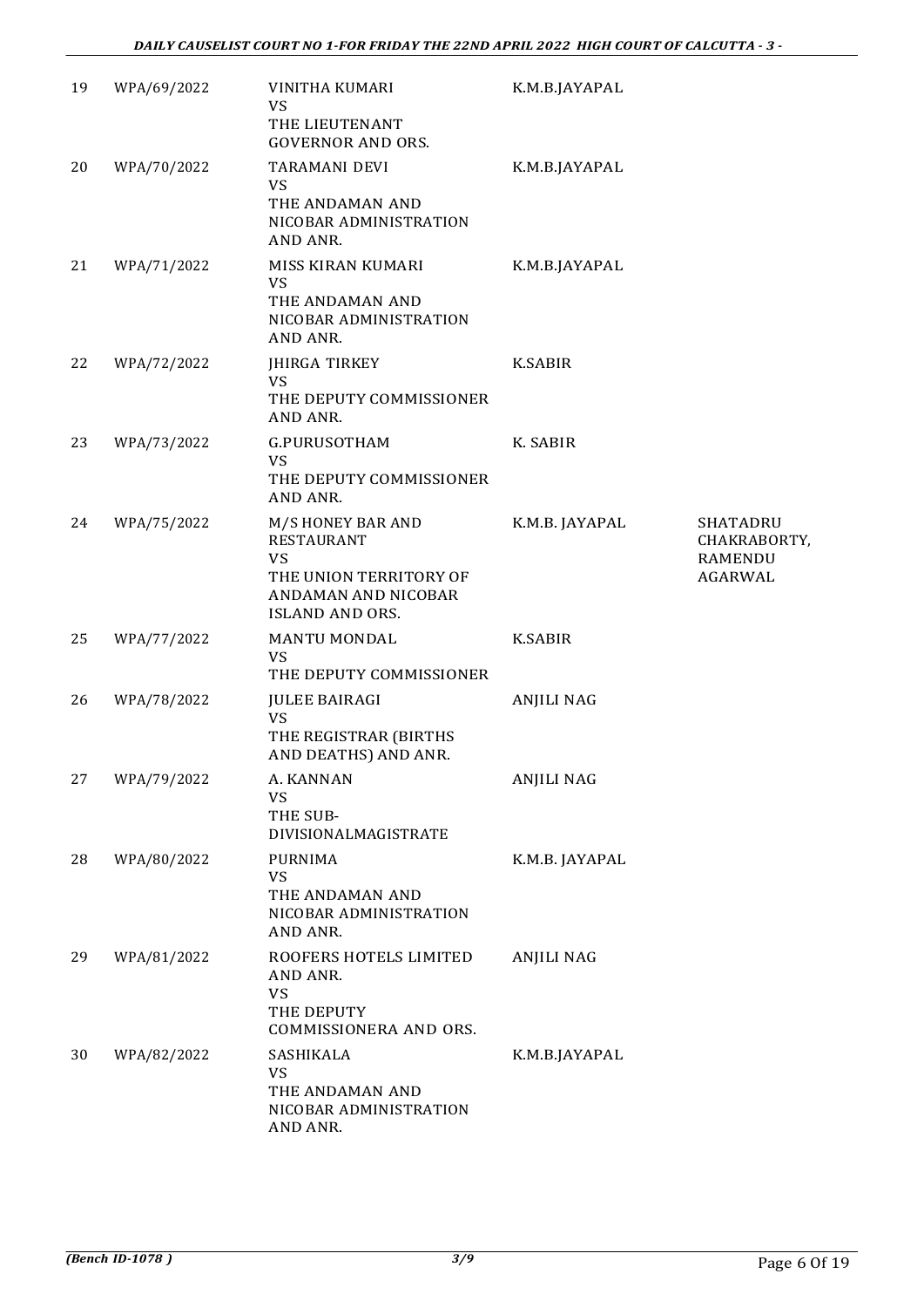| | | | | |
|---|---|---|---|---|
| 19 | WPA/69/2022 | VINITHA KUMARI<br>VS<br>THE LIEUTENANT GOVERNOR AND ORS. | K.M.B.JAYAPAL | |
| 20 | WPA/70/2022 | TARAMANI DEVI<br>VS<br>THE ANDAMAN AND NICOBAR ADMINISTRATION AND ANR. | K.M.B.JAYAPAL | |
| 21 | WPA/71/2022 | MISS KIRAN KUMARI<br>VS<br>THE ANDAMAN AND NICOBAR ADMINISTRATION AND ANR. | K.M.B.JAYAPAL | |
| 22 | WPA/72/2022 | JHIRGA TIRKEY<br>VS<br>THE DEPUTY COMMISSIONER AND ANR. | K.SABIR | |
| 23 | WPA/73/2022 | G.PURUSOTHAM<br>VS<br>THE DEPUTY COMMISSIONER AND ANR. | K. SABIR | |
| 24 | WPA/75/2022 | M/S HONEY BAR AND RESTAURANT<br>VS<br>THE UNION TERRITORY OF ANDAMAN AND NICOBAR ISLAND AND ORS. | K.M.B. JAYAPAL | SHATADRU CHAKRABORTY, RAMENDU AGARWAL |
| 25 | WPA/77/2022 | MANTU MONDAL<br>VS<br>THE DEPUTY COMMISSIONER | K.SABIR | |
| 26 | WPA/78/2022 | JULEE BAIRAGI<br>VS<br>THE REGISTRAR (BIRTHS AND DEATHS) AND ANR. | ANJILI NAG | |
| 27 | WPA/79/2022 | A. KANNAN<br>VS<br>THE SUB-DIVISIONALMAGISTRATE | ANJILI NAG | |
| 28 | WPA/80/2022 | PURNIMA<br>VS<br>THE ANDAMAN AND NICOBAR ADMINISTRATION AND ANR. | K.M.B. JAYAPAL | |
| 29 | WPA/81/2022 | ROOFERS HOTELS LIMITED AND ANR.<br>VS<br>THE DEPUTY COMMISSIONERA AND ORS. | ANJILI NAG | |
| 30 | WPA/82/2022 | SASHIKALA<br>VS<br>THE ANDAMAN AND NICOBAR ADMINISTRATION AND ANR. | K.M.B.JAYAPAL | |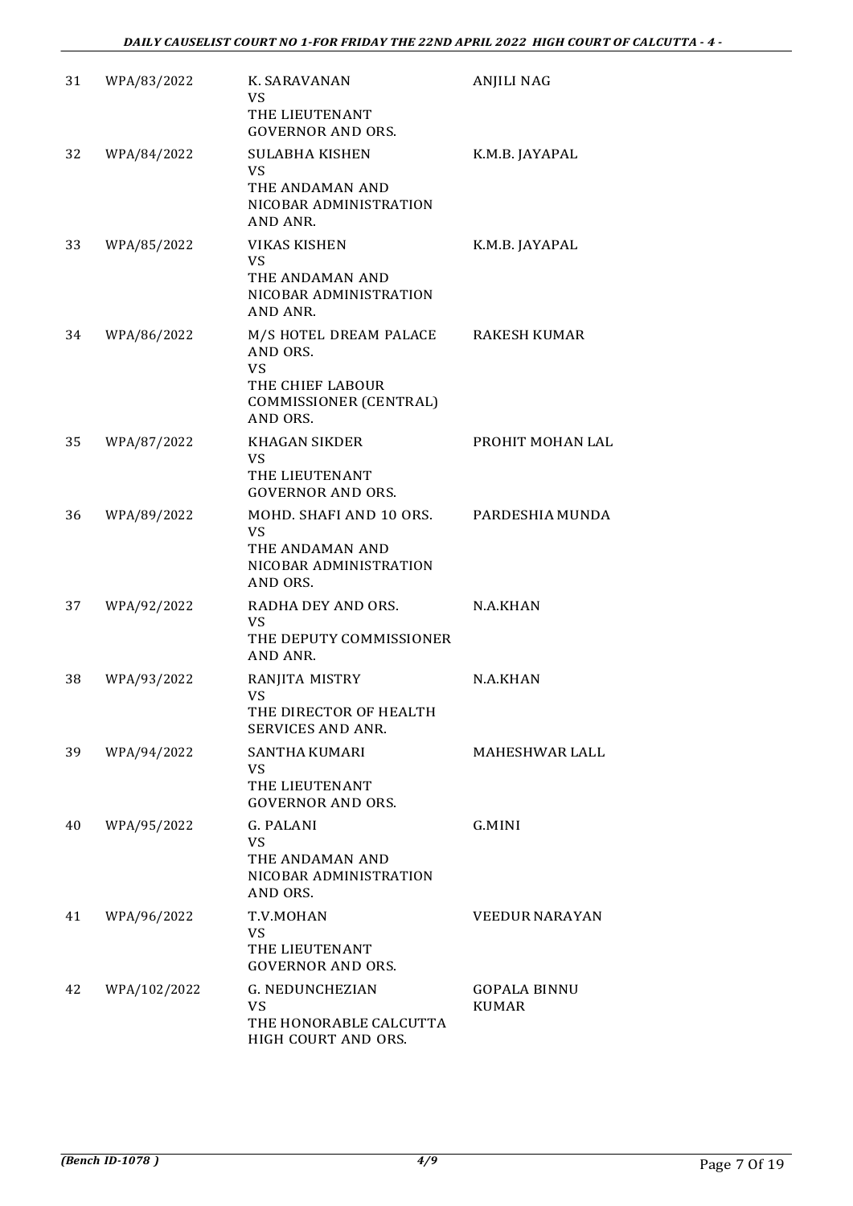| | | | |
|---|---|---|---|
| 31 | WPA/83/2022 | K. SARAVANAN<br>VS<br>THE LIEUTENANT GOVERNOR AND ORS. | ANJILI NAG |
| 32 | WPA/84/2022 | SULABHA KISHEN<br>VS<br>THE ANDAMAN AND NICOBAR ADMINISTRATION AND ANR. | K.M.B. JAYAPAL |
| 33 | WPA/85/2022 | VIKAS KISHEN<br>VS<br>THE ANDAMAN AND NICOBAR ADMINISTRATION AND ANR. | K.M.B. JAYAPAL |
| 34 | WPA/86/2022 | M/S HOTEL DREAM PALACE AND ORS.<br>VS<br>THE CHIEF LABOUR COMMISSIONER (CENTRAL) AND ORS. | RAKESH KUMAR |
| 35 | WPA/87/2022 | KHAGAN SIKDER<br>VS<br>THE LIEUTENANT GOVERNOR AND ORS. | PROHIT MOHAN LAL |
| 36 | WPA/89/2022 | MOHD. SHAFI AND 10 ORS.<br>VS<br>THE ANDAMAN AND NICOBAR ADMINISTRATION AND ORS. | PARDESHIA MUNDA |
| 37 | WPA/92/2022 | RADHA DEY AND ORS.<br>VS<br>THE DEPUTY COMMISSIONER AND ANR. | N.A.KHAN |
| 38 | WPA/93/2022 | RANJITA MISTRY<br>VS<br>THE DIRECTOR OF HEALTH SERVICES AND ANR. | N.A.KHAN |
| 39 | WPA/94/2022 | SANTHA KUMARI<br>VS<br>THE LIEUTENANT GOVERNOR AND ORS. | MAHESHWAR LALL |
| 40 | WPA/95/2022 | G. PALANI<br>VS<br>THE ANDAMAN AND NICOBAR ADMINISTRATION AND ORS. | G.MINI |
| 41 | WPA/96/2022 | T.V.MOHAN<br>VS<br>THE LIEUTENANT GOVERNOR AND ORS. | VEEDUR NARAYAN |
| 42 | WPA/102/2022 | G. NEDUNCHEZIAN<br>VS<br>THE HONORABLE CALCUTTA HIGH COURT AND ORS. | GOPALA BINNU KUMAR |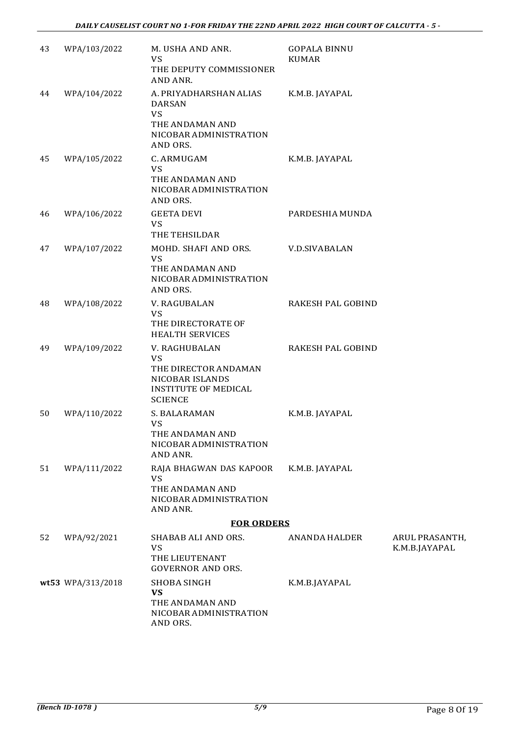| | | | | |
|---|---|---|---|---|
| 43 | WPA/103/2022 | M. USHA AND ANR.<br>VS<br>THE DEPUTY COMMISSIONER AND ANR. | GOPALA BINNU KUMAR | |
| 44 | WPA/104/2022 | A. PRIYADHARSHAN ALIAS DARSAN<br>VS<br>THE ANDAMAN AND NICOBAR ADMINISTRATION AND ORS. | K.M.B. JAYAPAL | |
| 45 | WPA/105/2022 | C. ARMUGAM<br>VS<br>THE ANDAMAN AND NICOBAR ADMINISTRATION AND ORS. | K.M.B. JAYAPAL | |
| 46 | WPA/106/2022 | GEETA DEVI<br>VS<br>THE TEHSILDAR | PARDESHIA MUNDA | |
| 47 | WPA/107/2022 | MOHD. SHAFI AND ORS.<br>VS<br>THE ANDAMAN AND NICOBAR ADMINISTRATION AND ORS. | V.D.SIVABALAN | |
| 48 | WPA/108/2022 | V. RAGUBALAN<br>VS<br>THE DIRECTORATE OF HEALTH SERVICES | RAKESH PAL GOBIND | |
| 49 | WPA/109/2022 | V. RAGHUBALAN<br>VS<br>THE DIRECTOR ANDAMAN NICOBAR ISLANDS INSTITUTE OF MEDICAL SCIENCE | RAKESH PAL GOBIND | |
| 50 | WPA/110/2022 | S. BALARAMAN<br>VS<br>THE ANDAMAN AND NICOBAR ADMINISTRATION AND ANR. | K.M.B. JAYAPAL | |
| 51 | WPA/111/2022 | RAJA BHAGWAN DAS KAPOOR<br>VS<br>THE ANDAMAN AND NICOBAR ADMINISTRATION AND ANR. | K.M.B. JAYAPAL | |
| | | **FOR ORDERS** | | |
| 52 | WPA/92/2021 | SHABAB ALI AND ORS.<br>VS<br>THE LIEUTENANT GOVERNOR AND ORS. | ANANDA HALDER | ARUL PRASANTH, K.M.B.JAYAPAL |
| wt53 | WPA/313/2018 | SHOBA SINGH<br>**VS**<br>THE ANDAMAN AND NICOBAR ADMINISTRATION AND ORS. | K.M.B.JAYAPAL | |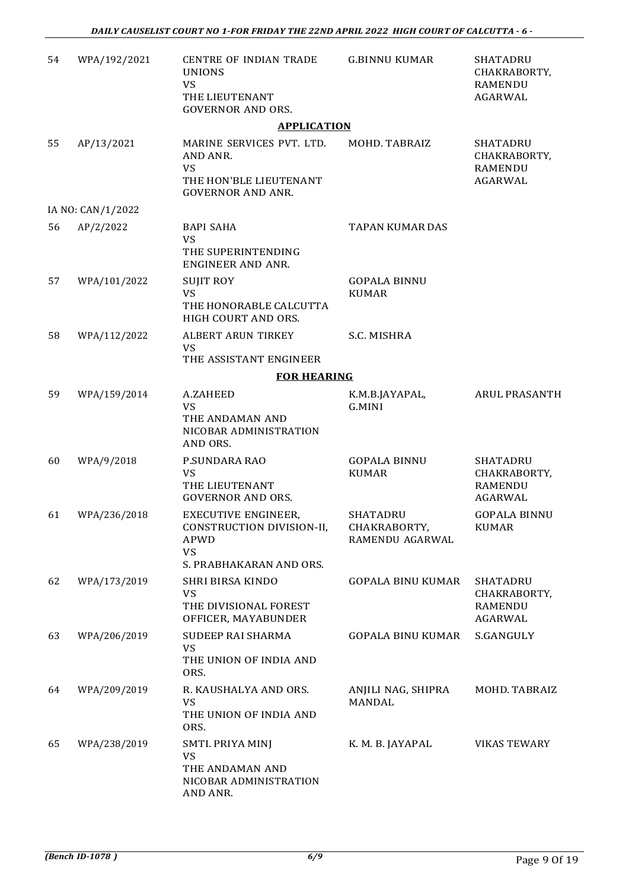| | | | | |
|---|---|---|---|---|
| 54 | WPA/192/2021 | CENTRE OF INDIAN TRADE UNIONS<br>VS<br>THE LIEUTENANT GOVERNOR AND ORS. | G.BINNU KUMAR | SHATADRU CHAKRABORTY, RAMENDU AGARWAL |

**APPLICATION**

| | | | | |
|---|---|---|---|---|
| 55 | AP/13/2021 | MARINE SERVICES PVT. LTD. AND ANR.<br>VS<br>THE HON'BLE LIEUTENANT GOVERNOR AND ANR. | MOHD. TABRAIZ | SHATADRU CHAKRABORTY, RAMENDU AGARWAL |
| | IA NO: CAN/1/2022 | | | |
| 56 | AP/2/2022 | BAPI SAHA<br>VS<br>THE SUPERINTENDING ENGINEER AND ANR. | TAPAN KUMAR DAS | |
| 57 | WPA/101/2022 | SUJIT ROY<br>VS<br>THE HONORABLE CALCUTTA HIGH COURT AND ORS. | GOPALA BINNU KUMAR | |
| 58 | WPA/112/2022 | ALBERT ARUN TIRKEY<br>VS<br>THE ASSISTANT ENGINEER | S.C. MISHRA | |

**FOR HEARING**

| | | | | |
|---|---|---|---|---|
| 59 | WPA/159/2014 | A.ZAHEED<br>VS<br>THE ANDAMAN AND NICOBAR ADMINISTRATION AND ORS. | K.M.B.JAYAPAL, G.MINI | ARUL PRASANTH |
| 60 | WPA/9/2018 | P.SUNDARA RAO<br>VS<br>THE LIEUTENANT GOVERNOR AND ORS. | GOPALA BINNU KUMAR | SHATADRU CHAKRABORTY, RAMENDU AGARWAL |
| 61 | WPA/236/2018 | EXECUTIVE ENGINEER, CONSTRUCTION DIVISION-II, APWD<br>VS<br>S. PRABHAKARAN AND ORS. | SHATADRU CHAKRABORTY, RAMENDU AGARWAL | GOPALA BINNU KUMAR |
| 62 | WPA/173/2019 | SHRI BIRSA KINDO<br>VS<br>THE DIVISIONAL FOREST OFFICER, MAYABUNDER | GOPALA BINU KUMAR | SHATADRU CHAKRABORTY, RAMENDU AGARWAL |
| 63 | WPA/206/2019 | SUDEEP RAI SHARMA<br>VS<br>THE UNION OF INDIA AND ORS. | GOPALA BINU KUMAR | S.GANGULY |
| 64 | WPA/209/2019 | R. KAUSHALYA AND ORS.<br>VS<br>THE UNION OF INDIA AND ORS. | ANJILI NAG, SHIPRA MANDAL | MOHD. TABRAIZ |
| 65 | WPA/238/2019 | SMTI. PRIYA MINJ<br>VS<br>THE ANDAMAN AND NICOBAR ADMINISTRATION AND ANR. | K. M. B. JAYAPAL | VIKAS TEWARY |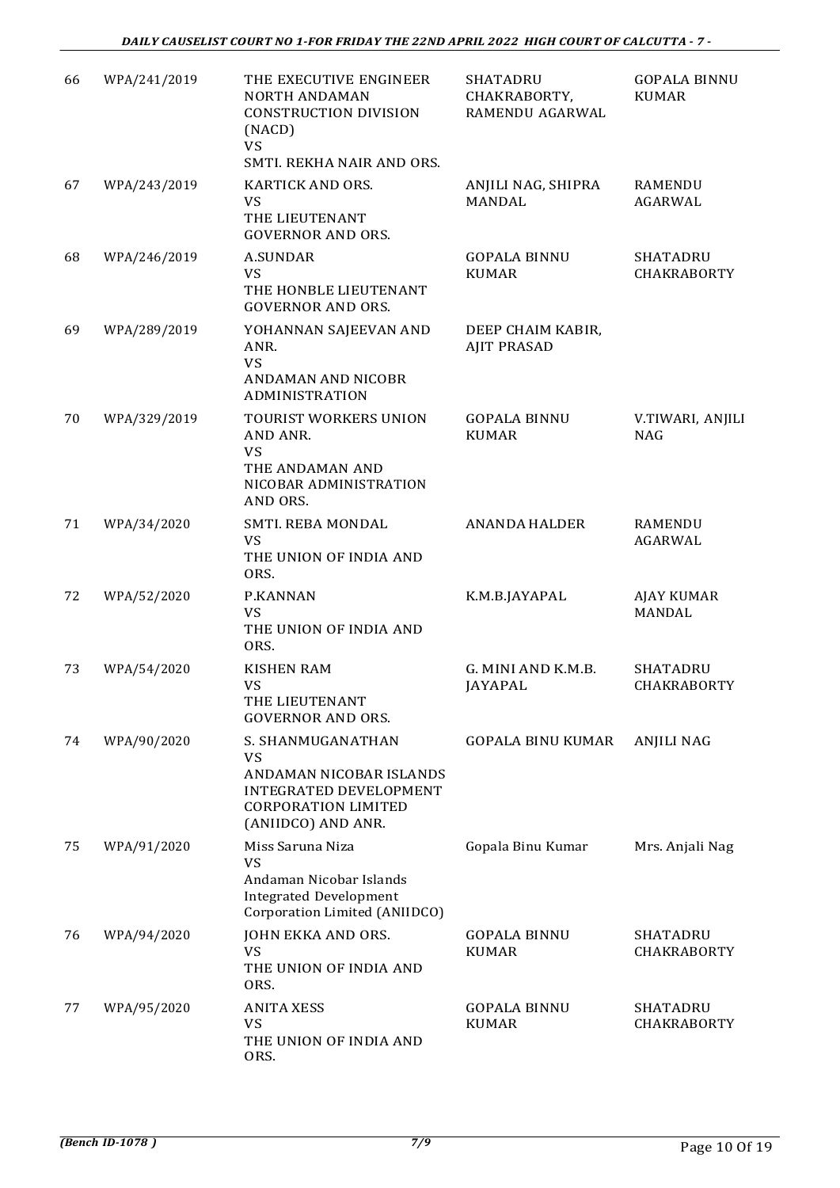| 66 | WPA/241/2019 | THE EXECUTIVE ENGINEER NORTH ANDAMAN CONSTRUCTION DIVISION (NACD) VS SMTI. REKHA NAIR AND ORS. | SHATADRU CHAKRABORTY, RAMENDU AGARWAL | GOPALA BINNU KUMAR |
|---|---|---|---|---|
| 67 | WPA/243/2019 | KARTICK AND ORS. VS THE LIEUTENANT GOVERNOR AND ORS. | ANJILI NAG, SHIPRA MANDAL | RAMENDU AGARWAL |
| 68 | WPA/246/2019 | A.SUNDAR VS THE HONBLE LIEUTENANT GOVERNOR AND ORS. | GOPALA BINNU KUMAR | SHATADRU CHAKRABORTY |
| 69 | WPA/289/2019 | YOHANNAN SAJEEVAN AND ANR. VS ANDAMAN AND NICOBR ADMINISTRATION | DEEP CHAIM KABIR, AJIT PRASAD | |
| 70 | WPA/329/2019 | TOURIST WORKERS UNION AND ANR. VS THE ANDAMAN AND NICOBAR ADMINISTRATION AND ORS. | GOPALA BINNU KUMAR | V.TIWARI, ANJILI NAG |
| 71 | WPA/34/2020 | SMTI. REBA MONDAL VS THE UNION OF INDIA AND ORS. | ANANDA HALDER | RAMENDU AGARWAL |
| 72 | WPA/52/2020 | P.KANNAN VS THE UNION OF INDIA AND ORS. | K.M.B.JAYAPAL | AJAY KUMAR MANDAL |
| 73 | WPA/54/2020 | KISHEN RAM VS THE LIEUTENANT GOVERNOR AND ORS. | G. MINI AND K.M.B. JAYAPAL | SHATADRU CHAKRABORTY |
| 74 | WPA/90/2020 | S. SHANMUGANATHAN VS ANDAMAN NICOBAR ISLANDS INTEGRATED DEVELOPMENT CORPORATION LIMITED (ANIIDCO) AND ANR. | GOPALA BINU KUMAR | ANJILI NAG |
| 75 | WPA/91/2020 | Miss Saruna Niza VS Andaman Nicobar Islands Integrated Development Corporation Limited (ANIIDCO) | Gopala Binu Kumar | Mrs. Anjali Nag |
| 76 | WPA/94/2020 | JOHN EKKA AND ORS. VS THE UNION OF INDIA AND ORS. | GOPALA BINNU KUMAR | SHATADRU CHAKRABORTY |
| 77 | WPA/95/2020 | ANITA XESS VS THE UNION OF INDIA AND ORS. | GOPALA BINNU KUMAR | SHATADRU CHAKRABORTY |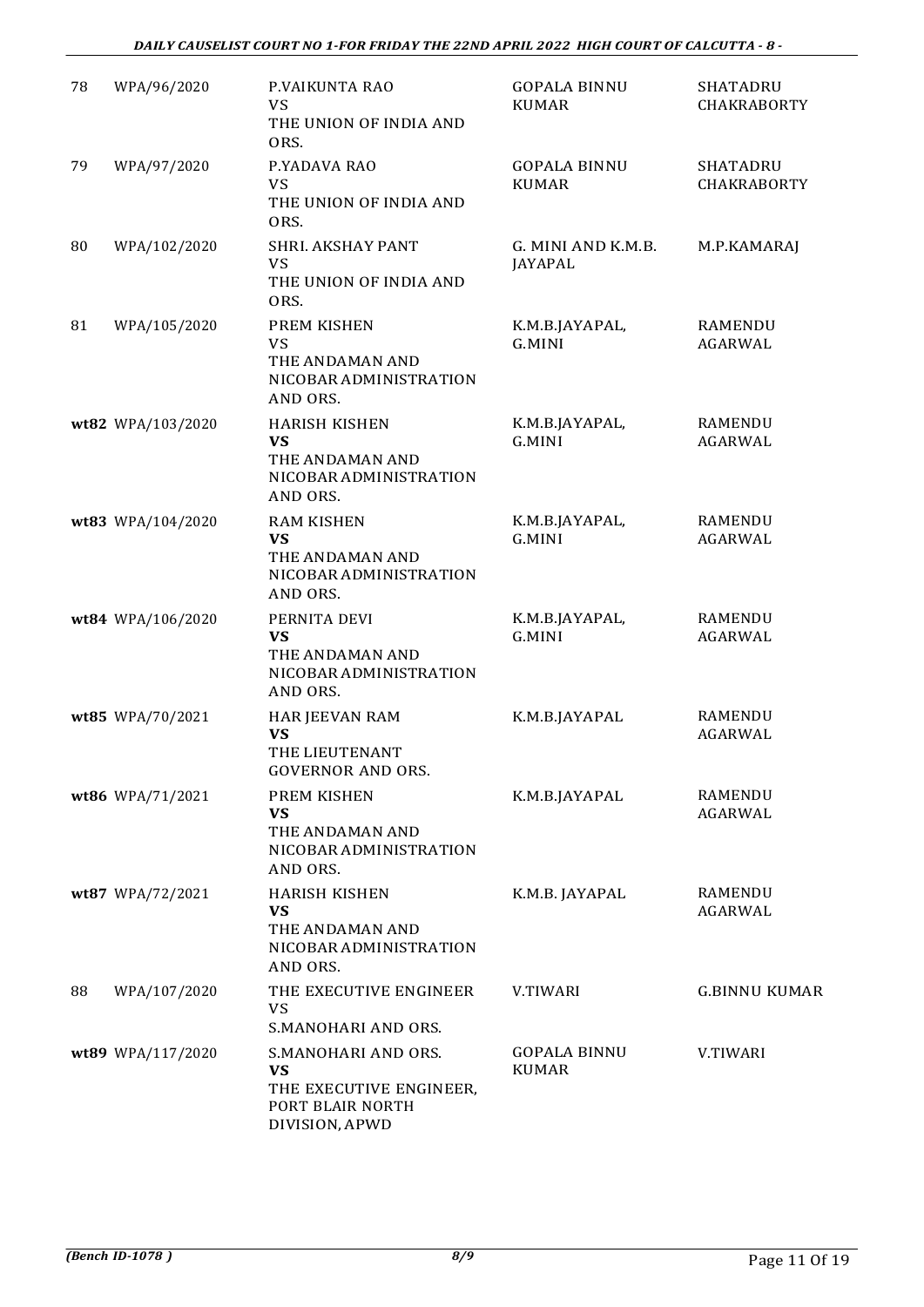| | | | | |
|---|---|---|---|---|
| 78 | WPA/96/2020 | P.VAIKUNTA RAO<br>VS<br>THE UNION OF INDIA AND ORS. | GOPALA BINNU KUMAR | SHATADRU CHAKRABORTY |
| 79 | WPA/97/2020 | P.YADAVA RAO<br>VS<br>THE UNION OF INDIA AND ORS. | GOPALA BINNU KUMAR | SHATADRU CHAKRABORTY |
| 80 | WPA/102/2020 | SHRI. AKSHAY PANT<br>VS<br>THE UNION OF INDIA AND ORS. | G. MINI AND K.M.B. JAYAPAL | M.P.KAMARAJ |
| 81 | WPA/105/2020 | PREM KISHEN<br>VS<br>THE ANDAMAN AND NICOBAR ADMINISTRATION AND ORS. | K.M.B.JAYAPAL, G.MINI | RAMENDU AGARWAL |
| wt82 | WPA/103/2020 | HARISH KISHEN<br>**VS**<br>THE ANDAMAN AND NICOBAR ADMINISTRATION AND ORS. | K.M.B.JAYAPAL, G.MINI | RAMENDU AGARWAL |
| wt83 | WPA/104/2020 | RAM KISHEN<br>**VS**<br>THE ANDAMAN AND NICOBAR ADMINISTRATION AND ORS. | K.M.B.JAYAPAL, G.MINI | RAMENDU AGARWAL |
| wt84 | WPA/106/2020 | PERNITA DEVI<br>**VS**<br>THE ANDAMAN AND NICOBAR ADMINISTRATION AND ORS. | K.M.B.JAYAPAL, G.MINI | RAMENDU AGARWAL |
| wt85 | WPA/70/2021 | HAR JEEVAN RAM<br>**VS**<br>THE LIEUTENANT GOVERNOR AND ORS. | K.M.B.JAYAPAL | RAMENDU AGARWAL |
| wt86 | WPA/71/2021 | PREM KISHEN<br>**VS**<br>THE ANDAMAN AND NICOBAR ADMINISTRATION AND ORS. | K.M.B.JAYAPAL | RAMENDU AGARWAL |
| wt87 | WPA/72/2021 | HARISH KISHEN<br>**VS**<br>THE ANDAMAN AND NICOBAR ADMINISTRATION AND ORS. | K.M.B. JAYAPAL | RAMENDU AGARWAL |
| 88 | WPA/107/2020 | THE EXECUTIVE ENGINEER<br>VS<br>S.MANOHARI AND ORS. | V.TIWARI | G.BINNU KUMAR |
| wt89 | WPA/117/2020 | S.MANOHARI AND ORS.<br>**VS**<br>THE EXECUTIVE ENGINEER, PORT BLAIR NORTH DIVISION, APWD | GOPALA BINNU KUMAR | V.TIWARI |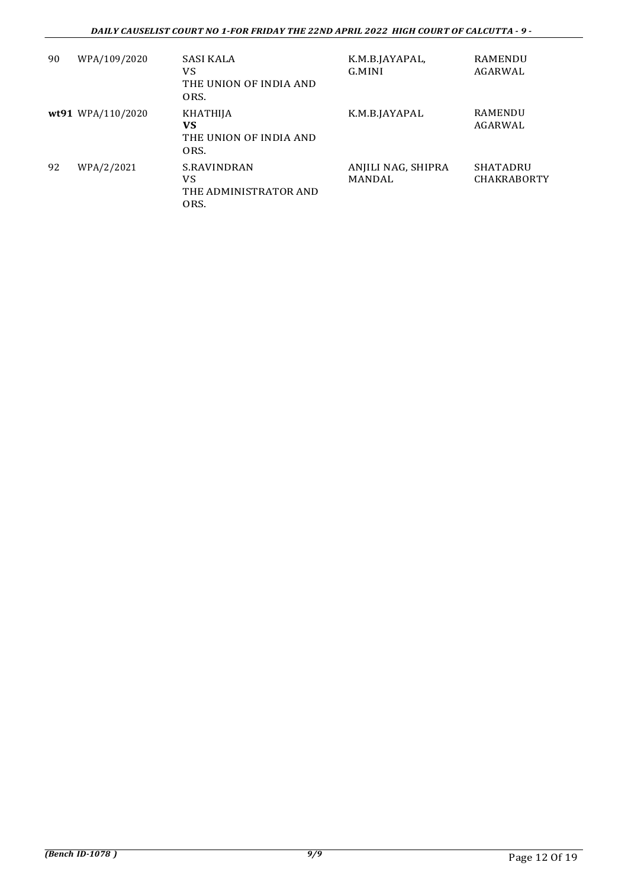| | | | | |
|---|---|---|---|---|
| 90 | WPA/109/2020 | SASI KALA<br>VS<br>THE UNION OF INDIA AND ORS. | K.M.B.JAYAPAL, G.MINI | RAMENDU AGARWAL |
| **wt91** | WPA/110/2020 | KHATHIJA<br>**VS**<br>THE UNION OF INDIA AND ORS. | K.M.B.JAYAPAL | RAMENDU AGARWAL |
| 92 | WPA/2/2021 | S.RAVINDRAN<br>VS<br>THE ADMINISTRATOR AND ORS. | ANJILI NAG, SHIPRA MANDAL | SHATADRU CHAKRABORTY |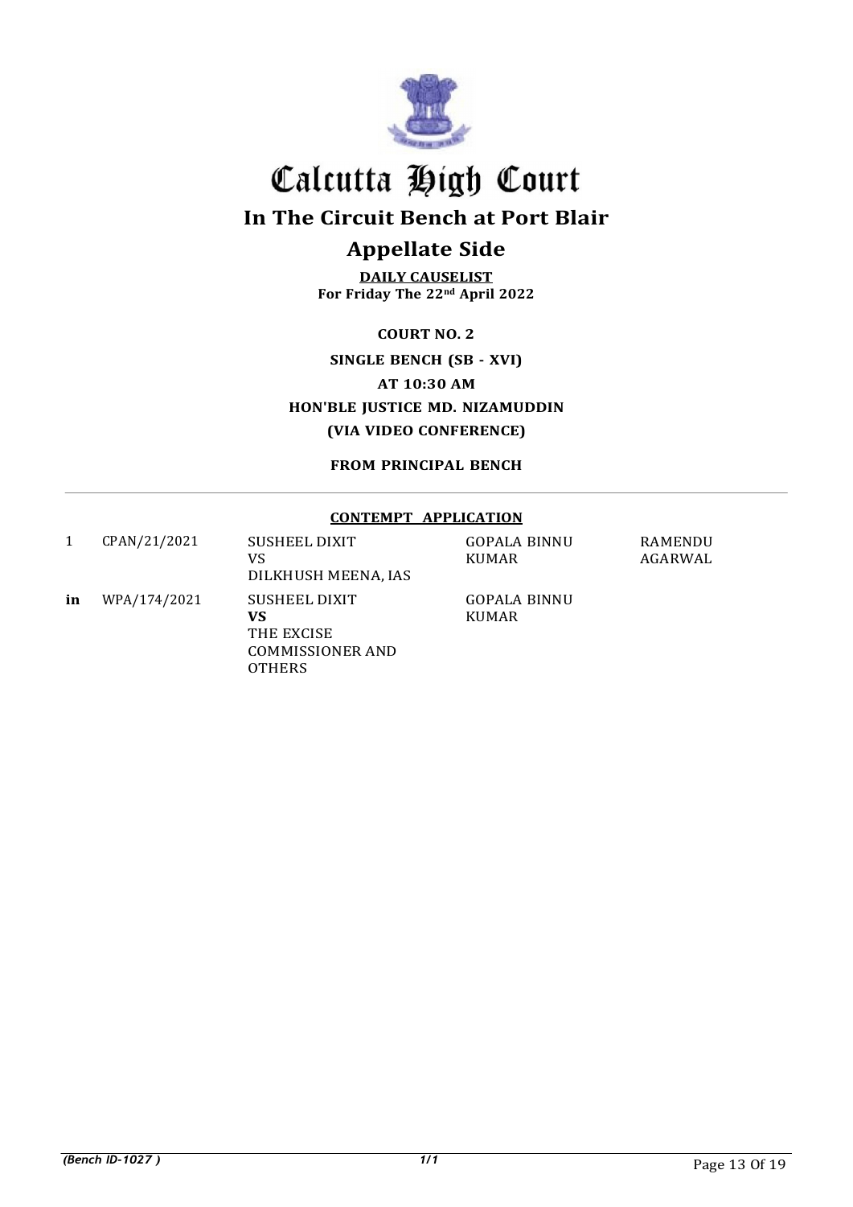# Calcutta High Court

## In The Circuit Bench at Port Blair

## Appellate Side

**DAILY CAUSELIST**
**For Friday The 22nd April 2022**

**COURT NO. 2**

**SINGLE BENCH (SB - XVI)**

**AT 10:30 AM**

**HON'BLE JUSTICE MD. NIZAMUDDIN**

**(VIA VIDEO CONFERENCE)**

**FROM PRINCIPAL BENCH**

**CONTEMPT APPLICATION**

| | | | | |
|---|---|---|---|---|
| 1 | CPAN/21/2021 | SUSHEEL DIXIT<br>VS<br>DILKHUSH MEENA, IAS | GOPALA BINNU KUMAR | RAMENDU AGARWAL |
| **in** | WPA/174/2021 | SUSHEEL DIXIT<br>**VS**<br>THE EXCISE COMMISSIONER AND OTHERS | GOPALA BINNU KUMAR | |

*(Bench ID-1027 )*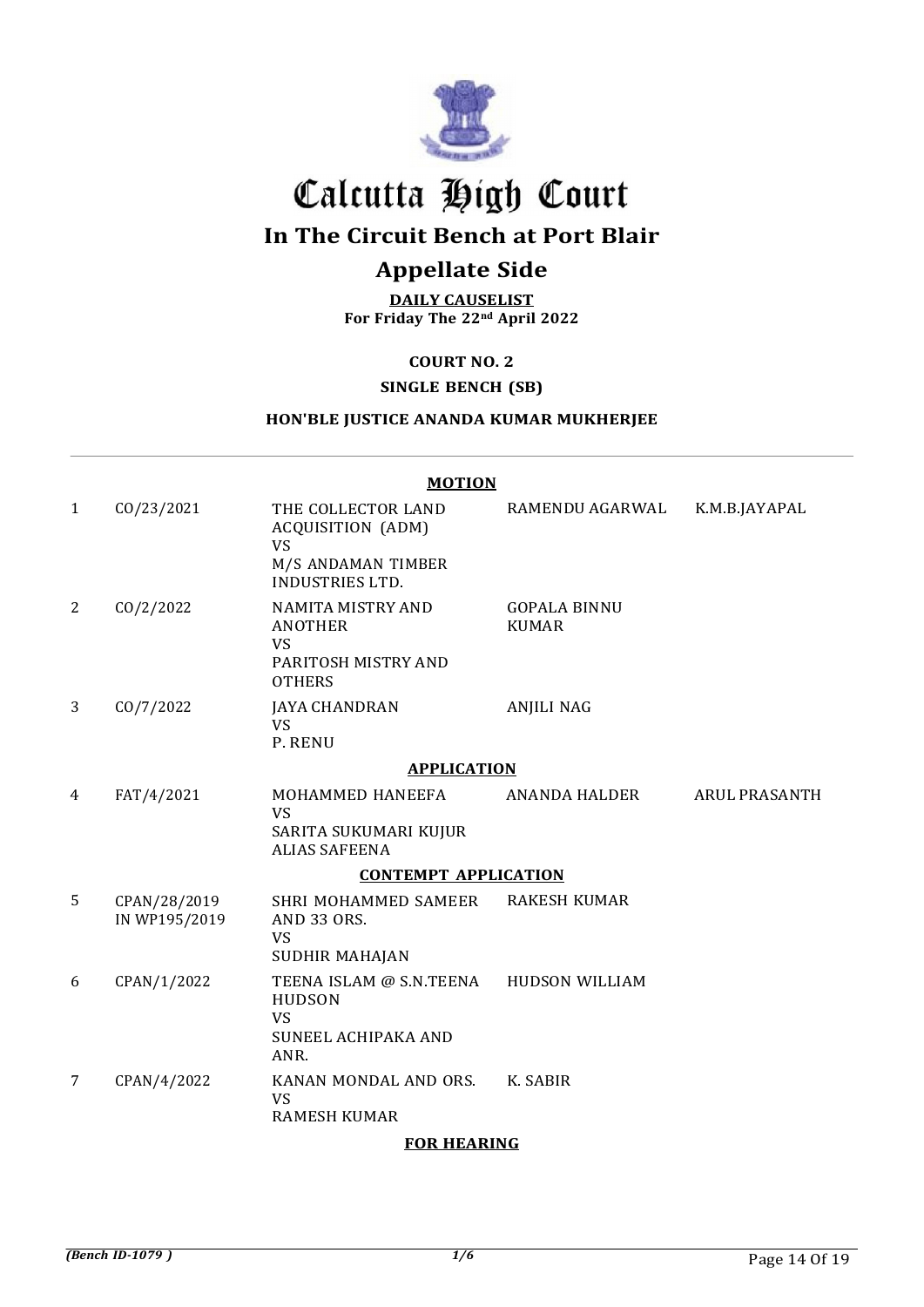# Calcutta High Court

## In The Circuit Bench at Port Blair

## Appellate Side

**DAILY CAUSELIST**
**For Friday The 22nd April 2022**

**COURT NO. 2**

**SINGLE BENCH (SB)**

**HON'BLE JUSTICE ANANDA KUMAR MUKHERJEE**

**MOTION**

| | | | | |
|---|---|---|---|---|
| 1 | CO/23/2021 | THE COLLECTOR LAND ACQUISITION (ADM) VS M/S ANDAMAN TIMBER INDUSTRIES LTD. | RAMENDU AGARWAL | K.M.B.JAYAPAL |
| 2 | CO/2/2022 | NAMITA MISTRY AND ANOTHER VS PARITOSH MISTRY AND OTHERS | GOPALA BINNU KUMAR | |
| 3 | CO/7/2022 | JAYA CHANDRAN VS P. RENU | ANJILI NAG | |

**APPLICATION**

| | | | | |
|---|---|---|---|---|
| 4 | FAT/4/2021 | MOHAMMED HANEEFA VS SARITA SUKUMARI KUJUR ALIAS SAFEENA | ANANDA HALDER | ARUL PRASANTH |

**CONTEMPT APPLICATION**

| | | | |
|---|---|---|---|
| 5 | CPAN/28/2019 IN WP195/2019 | SHRI MOHAMMED SAMEER AND 33 ORS. VS SUDHIR MAHAJAN | RAKESH KUMAR |
| 6 | CPAN/1/2022 | TEENA ISLAM @ S.N.TEENA HUDSON VS SUNEEL ACHIPAKA AND ANR. | HUDSON WILLIAM |
| 7 | CPAN/4/2022 | KANAN MONDAL AND ORS. VS RAMESH KUMAR | K. SABIR |

**FOR HEARING**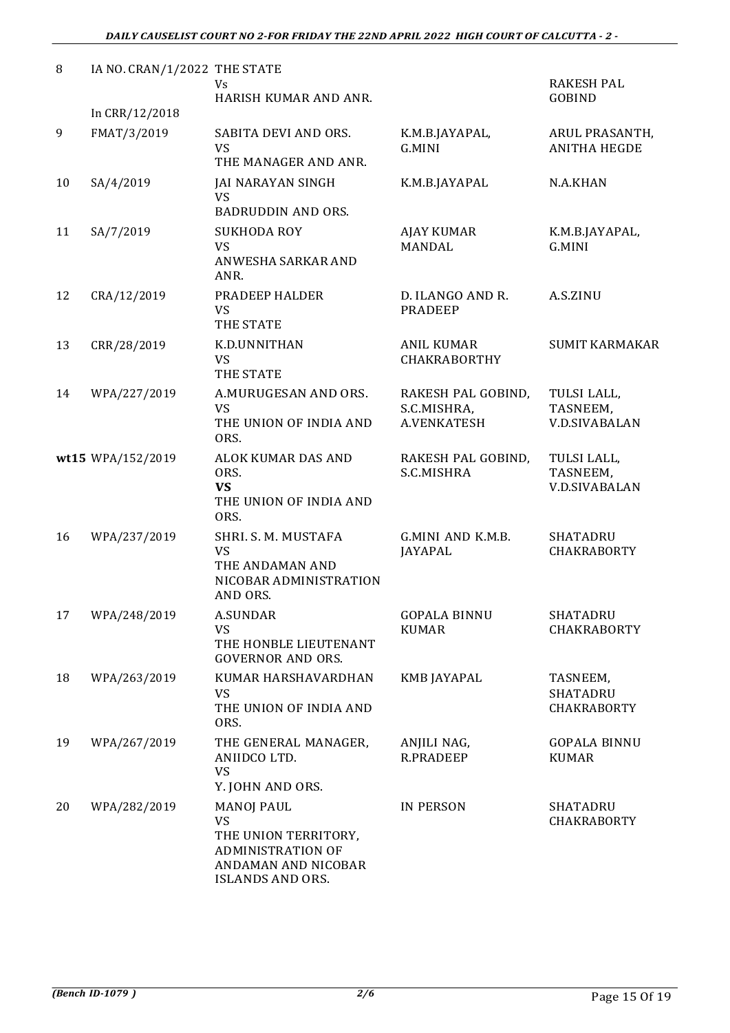| | | | | |
|---|---|---|---|---|
| 8 | IA NO. CRAN/1/2022<br>In CRR/12/2018 | THE STATE<br>Vs<br>HARISH KUMAR AND ANR. | | RAKESH PAL GOBIND |
| 9 | FMAT/3/2019 | SABITA DEVI AND ORS.<br>VS<br>THE MANAGER AND ANR. | K.M.B.JAYAPAL, G.MINI | ARUL PRASANTH, ANITHA HEGDE |
| 10 | SA/4/2019 | JAI NARAYAN SINGH<br>VS<br>BADRUDDIN AND ORS. | K.M.B.JAYAPAL | N.A.KHAN |
| 11 | SA/7/2019 | SUKHODA ROY<br>VS<br>ANWESHA SARKAR AND ANR. | AJAY KUMAR MANDAL | K.M.B.JAYAPAL, G.MINI |
| 12 | CRA/12/2019 | PRADEEP HALDER<br>VS<br>THE STATE | D. ILANGO AND R. PRADEEP | A.S.ZINU |
| 13 | CRR/28/2019 | K.D.UNNITHAN<br>VS<br>THE STATE | ANIL KUMAR CHAKRABORTHY | SUMIT KARMAKAR |
| 14 | WPA/227/2019 | A.MURUGESAN AND ORS.<br>VS<br>THE UNION OF INDIA AND ORS. | RAKESH PAL GOBIND, S.C.MISHRA, A.VENKATESH | TULSI LALL, TASNEEM, V.D.SIVABALAN |
| **wt**15 | WPA/152/2019 | ALOK KUMAR DAS AND ORS.<br>**VS**<br>THE UNION OF INDIA AND ORS. | RAKESH PAL GOBIND, S.C.MISHRA | TULSI LALL, TASNEEM, V.D.SIVABALAN |
| 16 | WPA/237/2019 | SHRI. S. M. MUSTAFA<br>VS<br>THE ANDAMAN AND NICOBAR ADMINISTRATION AND ORS. | G.MINI AND K.M.B. JAYAPAL | SHATADRU CHAKRABORTY |
| 17 | WPA/248/2019 | A.SUNDAR<br>VS<br>THE HONBLE LIEUTENANT GOVERNOR AND ORS. | GOPALA BINNU KUMAR | SHATADRU CHAKRABORTY |
| 18 | WPA/263/2019 | KUMAR HARSHAVARDHAN<br>VS<br>THE UNION OF INDIA AND ORS. | KMB JAYAPAL | TASNEEM, SHATADRU CHAKRABORTY |
| 19 | WPA/267/2019 | THE GENERAL MANAGER, ANIIDCO LTD.<br>VS<br>Y. JOHN AND ORS. | ANJILI NAG, R.PRADEEP | GOPALA BINNU KUMAR |
| 20 | WPA/282/2019 | MANOJ PAUL<br>VS<br>THE UNION TERRITORY, ADMINISTRATION OF ANDAMAN AND NICOBAR ISLANDS AND ORS. | IN PERSON | SHATADRU CHAKRABORTY |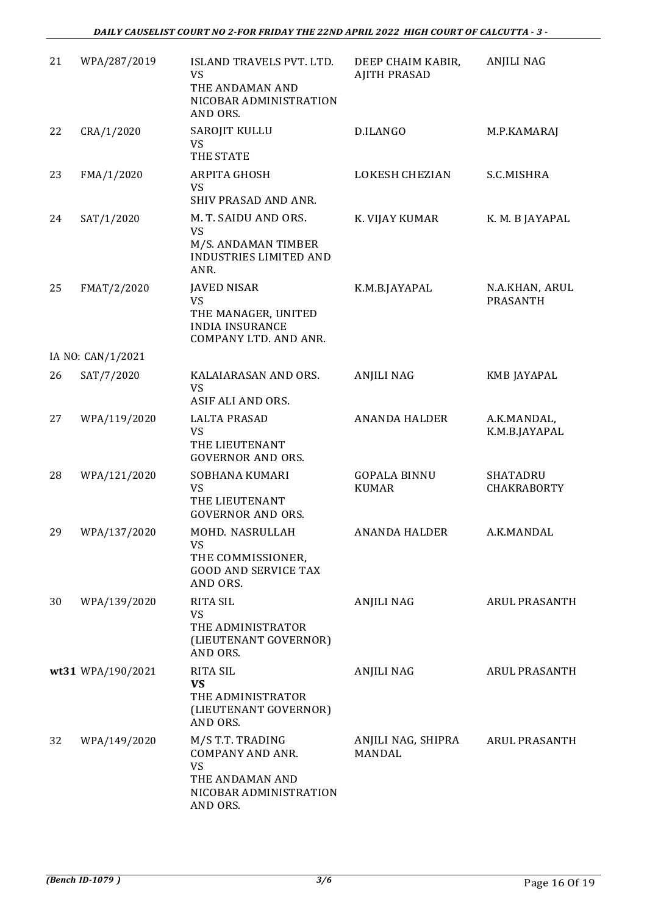| 21 | WPA/287/2019 | ISLAND TRAVELS PVT. LTD.<br>VS<br>THE ANDAMAN AND NICOBAR ADMINISTRATION AND ORS. | DEEP CHAIM KABIR, AJITH PRASAD | ANJILI NAG |
|---|---|---|---|---|
| 22 | CRA/1/2020 | SAROJIT KULLU<br>VS<br>THE STATE | D.ILANGO | M.P.KAMARAJ |
| 23 | FMA/1/2020 | ARPITA GHOSH<br>VS<br>SHIV PRASAD AND ANR. | LOKESH CHEZIAN | S.C.MISHRA |
| 24 | SAT/1/2020 | M. T. SAIDU AND ORS.<br>VS<br>M/S. ANDAMAN TIMBER INDUSTRIES LIMITED AND ANR. | K. VIJAY KUMAR | K. M. B JAYAPAL |
| 25 | FMAT/2/2020 | JAVED NISAR<br>VS<br>THE MANAGER, UNITED INDIA INSURANCE COMPANY LTD. AND ANR. | K.M.B.JAYAPAL | N.A.KHAN, ARUL PRASANTH |
| IA NO: CAN/1/2021 | | | | |
| 26 | SAT/7/2020 | KALAIARASAN AND ORS.<br>VS<br>ASIF ALI AND ORS. | ANJILI NAG | KMB JAYAPAL |
| 27 | WPA/119/2020 | LALTA PRASAD<br>VS<br>THE LIEUTENANT GOVERNOR AND ORS. | ANANDA HALDER | A.K.MANDAL, K.M.B.JAYAPAL |
| 28 | WPA/121/2020 | SOBHANA KUMARI<br>VS<br>THE LIEUTENANT GOVERNOR AND ORS. | GOPALA BINNU KUMAR | SHATADRU CHAKRABORTY |
| 29 | WPA/137/2020 | MOHD. NASRULLAH<br>VS<br>THE COMMISSIONER, GOOD AND SERVICE TAX AND ORS. | ANANDA HALDER | A.K.MANDAL |
| 30 | WPA/139/2020 | RITA SIL<br>VS<br>THE ADMINISTRATOR (LIEUTENANT GOVERNOR) AND ORS. | ANJILI NAG | ARUL PRASANTH |
| **wt**31 | WPA/190/2021 | RITA SIL<br>**VS**<br>THE ADMINISTRATOR (LIEUTENANT GOVERNOR) AND ORS. | ANJILI NAG | ARUL PRASANTH |
| 32 | WPA/149/2020 | M/S T.T. TRADING COMPANY AND ANR.<br>VS<br>THE ANDAMAN AND NICOBAR ADMINISTRATION AND ORS. | ANJILI NAG, SHIPRA MANDAL | ARUL PRASANTH |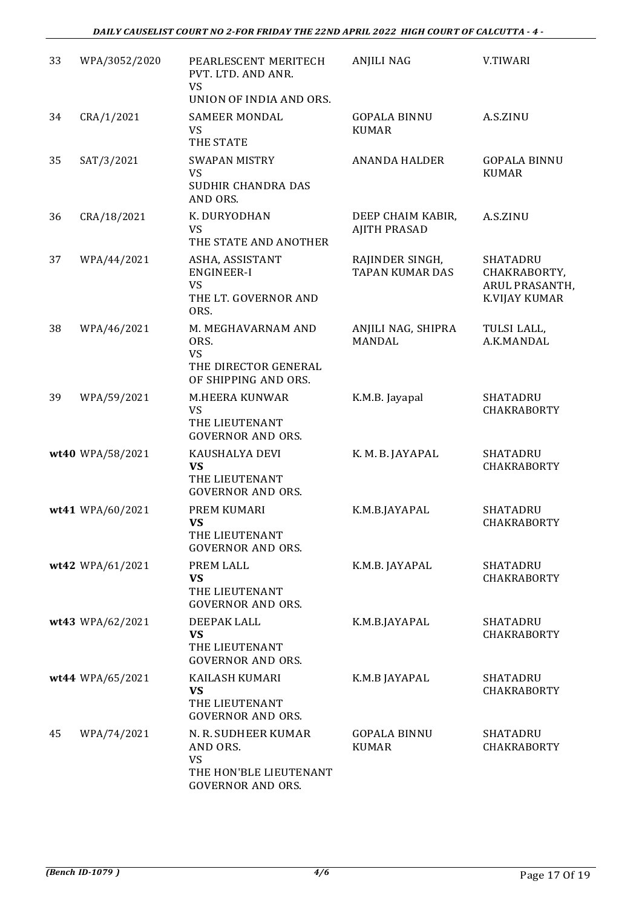| | | | | |
|---|---|---|---|---|
| 33 | WPA/3052/2020 | PEARLESCENT MERITECH PVT. LTD. AND ANR.<br>VS<br>UNION OF INDIA AND ORS. | ANJILI NAG | V.TIWARI |
| 34 | CRA/1/2021 | SAMEER MONDAL<br>VS<br>THE STATE | GOPALA BINNU KUMAR | A.S.ZINU |
| 35 | SAT/3/2021 | SWAPAN MISTRY<br>VS<br>SUDHIR CHANDRA DAS AND ORS. | ANANDA HALDER | GOPALA BINNU KUMAR |
| 36 | CRA/18/2021 | K. DURYODHAN<br>VS<br>THE STATE AND ANOTHER | DEEP CHAIM KABIR, AJITH PRASAD | A.S.ZINU |
| 37 | WPA/44/2021 | ASHA, ASSISTANT ENGINEER-I<br>VS<br>THE LT. GOVERNOR AND ORS. | RAJINDER SINGH, TAPAN KUMAR DAS | SHATADRU CHAKRABORTY, ARUL PRASANTH, K.VIJAY KUMAR |
| 38 | WPA/46/2021 | M. MEGHAVARNAM AND ORS.<br>VS<br>THE DIRECTOR GENERAL OF SHIPPING AND ORS. | ANJILI NAG, SHIPRA MANDAL | TULSI LALL, A.K.MANDAL |
| 39 | WPA/59/2021 | M.HEERA KUNWAR<br>VS<br>THE LIEUTENANT GOVERNOR AND ORS. | K.M.B. Jayapal | SHATADRU CHAKRABORTY |
| **wt40** | WPA/58/2021 | KAUSHALYA DEVI<br>**VS**<br>THE LIEUTENANT GOVERNOR AND ORS. | K. M. B. JAYAPAL | SHATADRU CHAKRABORTY |
| **wt41** | WPA/60/2021 | PREM KUMARI<br>**VS**<br>THE LIEUTENANT GOVERNOR AND ORS. | K.M.B.JAYAPAL | SHATADRU CHAKRABORTY |
| **wt42** | WPA/61/2021 | PREM LALL<br>**VS**<br>THE LIEUTENANT GOVERNOR AND ORS. | K.M.B. JAYAPAL | SHATADRU CHAKRABORTY |
| **wt43** | WPA/62/2021 | DEEPAK LALL<br>**VS**<br>THE LIEUTENANT GOVERNOR AND ORS. | K.M.B.JAYAPAL | SHATADRU CHAKRABORTY |
| **wt44** | WPA/65/2021 | KAILASH KUMARI<br>**VS**<br>THE LIEUTENANT GOVERNOR AND ORS. | K.M.B JAYAPAL | SHATADRU CHAKRABORTY |
| 45 | WPA/74/2021 | N. R. SUDHEER KUMAR AND ORS.<br>VS<br>THE HON'BLE LIEUTENANT GOVERNOR AND ORS. | GOPALA BINNU KUMAR | SHATADRU CHAKRABORTY |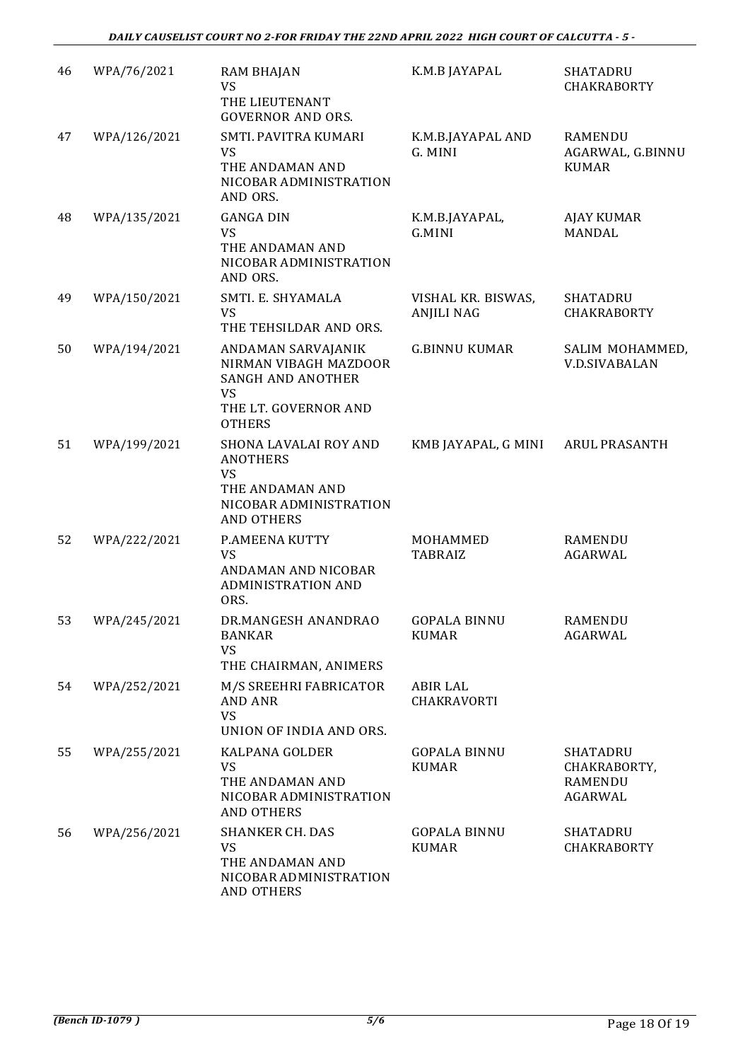| 46 | WPA/76/2021 | RAM BHAJAN<br>VS<br>THE LIEUTENANT GOVERNOR AND ORS. | K.M.B JAYAPAL | SHATADRU CHAKRABORTY |
|---|---|---|---|---|
| 47 | WPA/126/2021 | SMTI. PAVITRA KUMARI<br>VS<br>THE ANDAMAN AND NICOBAR ADMINISTRATION AND ORS. | K.M.B.JAYAPAL AND G. MINI | RAMENDU AGARWAL, G.BINNU KUMAR |
| 48 | WPA/135/2021 | GANGA DIN<br>VS<br>THE ANDAMAN AND NICOBAR ADMINISTRATION AND ORS. | K.M.B.JAYAPAL, G.MINI | AJAY KUMAR MANDAL |
| 49 | WPA/150/2021 | SMTI. E. SHYAMALA<br>VS<br>THE TEHSILDAR AND ORS. | VISHAL KR. BISWAS, ANJILI NAG | SHATADRU CHAKRABORTY |
| 50 | WPA/194/2021 | ANDAMAN SARVAJANIK NIRMAN VIBAGH MAZDOOR SANGH AND ANOTHER<br>VS<br>THE LT. GOVERNOR AND OTHERS | G.BINNU KUMAR | SALIM MOHAMMED, V.D.SIVABALAN |
| 51 | WPA/199/2021 | SHONA LAVALAI ROY AND ANOTHERS<br>VS<br>THE ANDAMAN AND NICOBAR ADMINISTRATION AND OTHERS | KMB JAYAPAL, G MINI | ARUL PRASANTH |
| 52 | WPA/222/2021 | P.AMEENA KUTTY<br>VS<br>ANDAMAN AND NICOBAR ADMINISTRATION AND ORS. | MOHAMMED TABRAIZ | RAMENDU AGARWAL |
| 53 | WPA/245/2021 | DR.MANGESH ANANDRAO BANKAR<br>VS<br>THE CHAIRMAN, ANIMERS | GOPALA BINNU KUMAR | RAMENDU AGARWAL |
| 54 | WPA/252/2021 | M/S SREEHRI FABRICATOR AND ANR<br>VS<br>UNION OF INDIA AND ORS. | ABIR LAL CHAKRAVORTI | |
| 55 | WPA/255/2021 | KALPANA GOLDER<br>VS<br>THE ANDAMAN AND NICOBAR ADMINISTRATION AND OTHERS | GOPALA BINNU KUMAR | SHATADRU CHAKRABORTY, RAMENDU AGARWAL |
| 56 | WPA/256/2021 | SHANKER CH. DAS<br>VS<br>THE ANDAMAN AND NICOBAR ADMINISTRATION AND OTHERS | GOPALA BINNU KUMAR | SHATADRU CHAKRABORTY |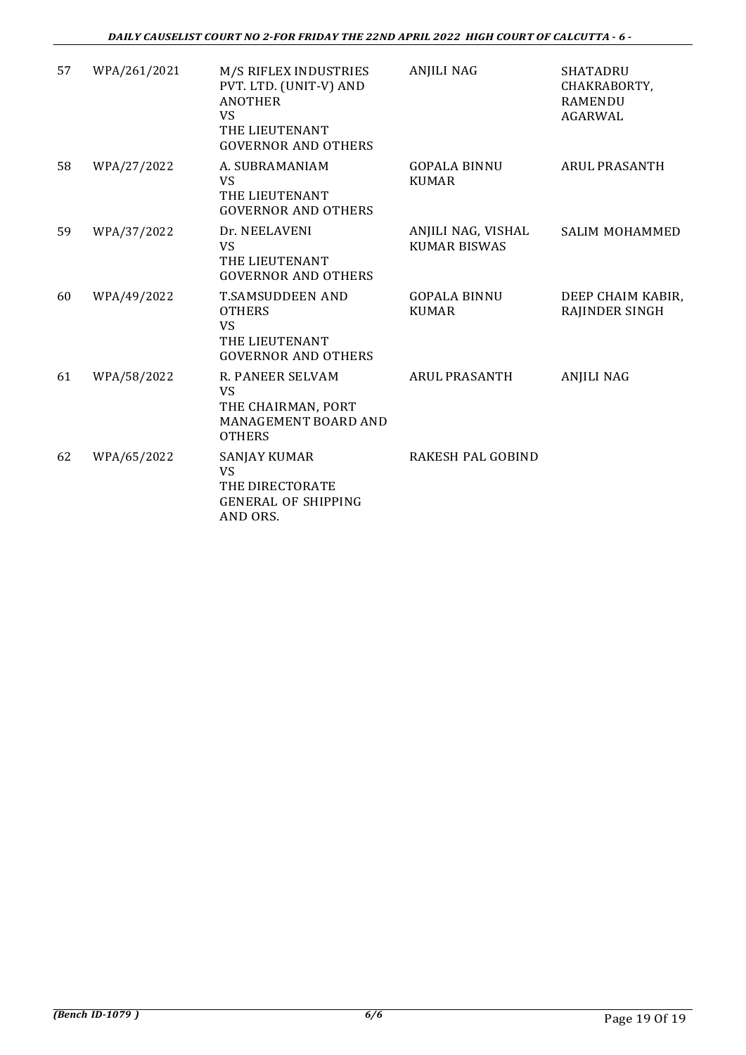| | | | | |
|---|---|---|---|---|
| 57 | WPA/261/2021 | M/S RIFLEX INDUSTRIES PVT. LTD. (UNIT-V) AND ANOTHER<br>VS<br>THE LIEUTENANT GOVERNOR AND OTHERS | ANJILI NAG | SHATADRU CHAKRABORTY, RAMENDU AGARWAL |
| 58 | WPA/27/2022 | A. SUBRAMANIAM<br>VS<br>THE LIEUTENANT GOVERNOR AND OTHERS | GOPALA BINNU KUMAR | ARUL PRASANTH |
| 59 | WPA/37/2022 | Dr. NEELAVENI<br>VS<br>THE LIEUTENANT GOVERNOR AND OTHERS | ANJILI NAG, VISHAL KUMAR BISWAS | SALIM MOHAMMED |
| 60 | WPA/49/2022 | T.SAMSUDDEEN AND OTHERS<br>VS<br>THE LIEUTENANT GOVERNOR AND OTHERS | GOPALA BINNU KUMAR | DEEP CHAIM KABIR, RAJINDER SINGH |
| 61 | WPA/58/2022 | R. PANEER SELVAM<br>VS<br>THE CHAIRMAN, PORT MANAGEMENT BOARD AND OTHERS | ARUL PRASANTH | ANJILI NAG |
| 62 | WPA/65/2022 | SANJAY KUMAR<br>VS<br>THE DIRECTORATE GENERAL OF SHIPPING AND ORS. | RAKESH PAL GOBIND | |